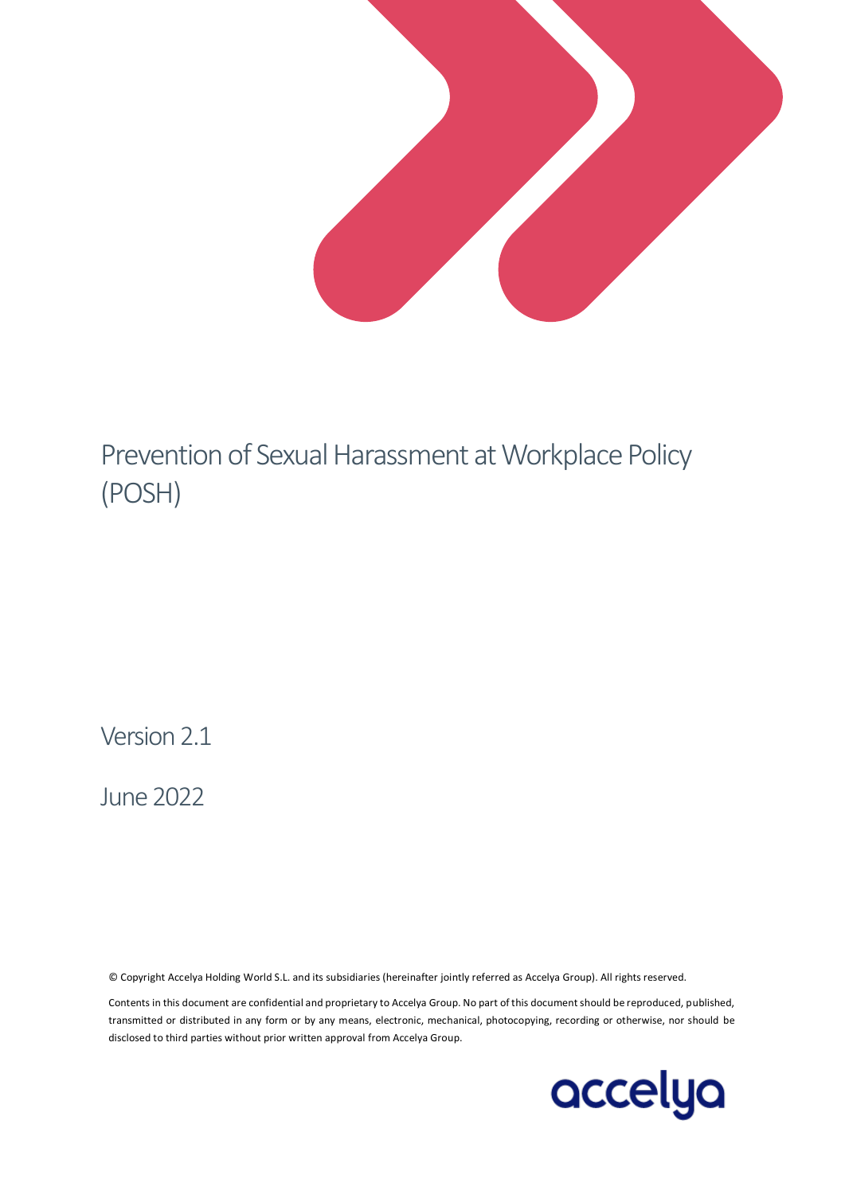# Prevention of Sexual Harassment at Workplace Policy (POSH)

Version 2.1

June 2022

© Copyright Accelya Holding World S.L. and its subsidiaries (hereinafter jointly referred as Accelya Group). All rights reserved.

Contents in this document are confidential and proprietary to Accelya Group. No part of this document should be reproduced, published, transmitted or distributed in any form or by any means, electronic, mechanical, photocopying, recording or otherwise, nor should be disclosed to third parties without prior written approval from Accelya Group.

accelya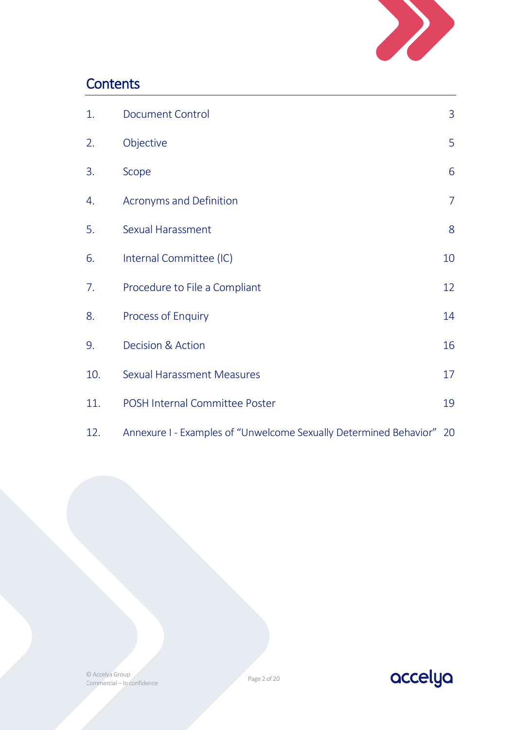## Contents

| | | |
|---|---|---|
| 1. | Document Control | 3 |
| 2. | Objective | 5 |
| 3. | Scope | 6 |
| 4. | Acronyms and Definition | 7 |
| 5. | Sexual Harassment | 8 |
| 6. | Internal Committee (IC) | 10 |
| 7. | Procedure to File a Compliant | 12 |
| 8. | Process of Enquiry | 14 |
| 9. | Decision & Action | 16 |
| 10. | Sexual Harassment Measures | 17 |
| 11. | POSH Internal Committee Poster | 19 |
| 12. | Annexure I - Examples of "Unwelcome Sexually Determined Behavior" | 20 |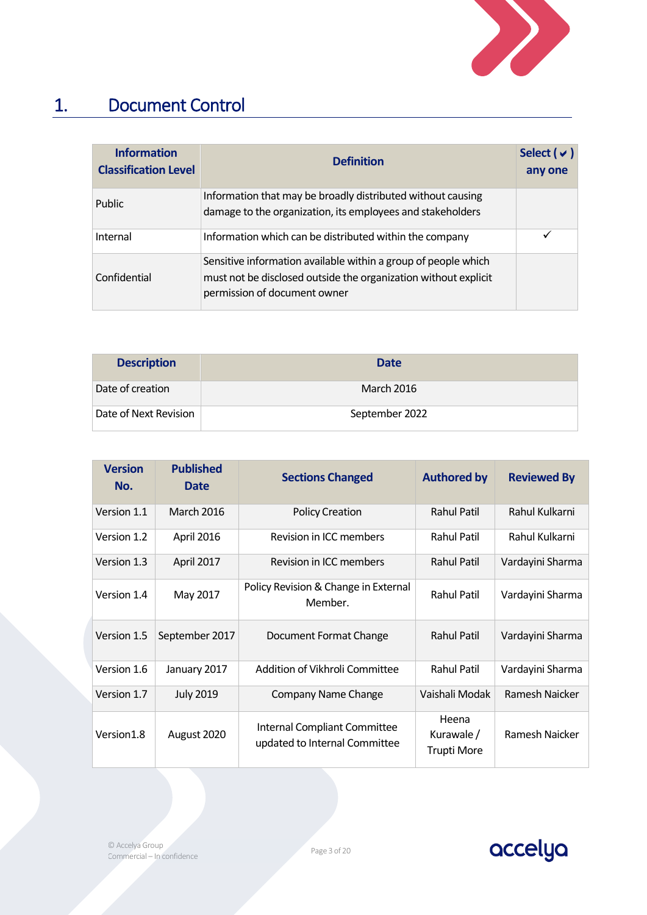# 1. Document Control

| Information Classification Level | Definition | Select ( ✓ ) any one |
|---|---|---|
| Public | Information that may be broadly distributed without causing damage to the organization, its employees and stakeholders | |
| Internal | Information which can be distributed within the company | ✓ |
| Confidential | Sensitive information available within a group of people which must not be disclosed outside the organization without explicit permission of document owner | |

| Description | Date |
|---|---|
| Date of creation | March 2016 |
| Date of Next Revision | September 2022 |

| Version No. | Published Date | Sections Changed | Authored by | Reviewed By |
|---|---|---|---|---|
| Version 1.1 | March 2016 | Policy Creation | Rahul Patil | Rahul Kulkarni |
| Version 1.2 | April 2016 | Revision in ICC members | Rahul Patil | Rahul Kulkarni |
| Version 1.3 | April 2017 | Revision in ICC members | Rahul Patil | Vardayini Sharma |
| Version 1.4 | May 2017 | Policy Revision & Change in External Member. | Rahul Patil | Vardayini Sharma |
| Version 1.5 | September 2017 | Document Format Change | Rahul Patil | Vardayini Sharma |
| Version 1.6 | January 2017 | Addition of Vikhroli Committee | Rahul Patil | Vardayini Sharma |
| Version 1.7 | July 2019 | Company Name Change | Vaishali Modak | Ramesh Naicker |
| Version1.8 | August 2020 | Internal Compliant Committee updated to Internal Committee | Heena Kurawale / Trupti More | Ramesh Naicker |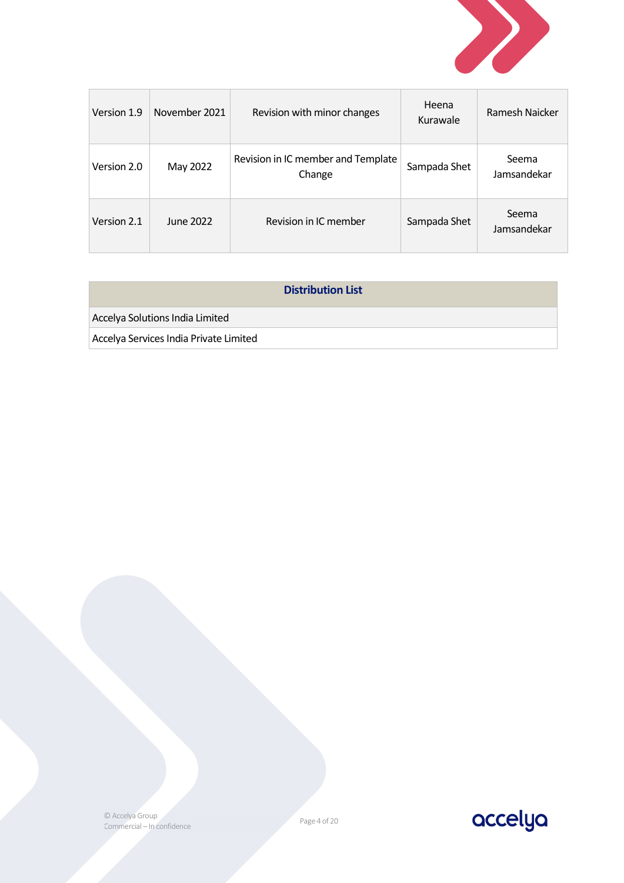| Version 1.9 | November 2021 | Revision with minor changes | Heena Kurawale | Ramesh Naicker |
|---|---|---|---|---|
| Version 2.0 | May 2022 | Revision in IC member and Template Change | Sampada Shet | Seema Jamsandekar |
| Version 2.1 | June 2022 | Revision in IC member | Sampada Shet | Seema Jamsandekar |

| **Distribution List** |
|---|
| Accelya Solutions India Limited |
| Accelya Services India Private Limited |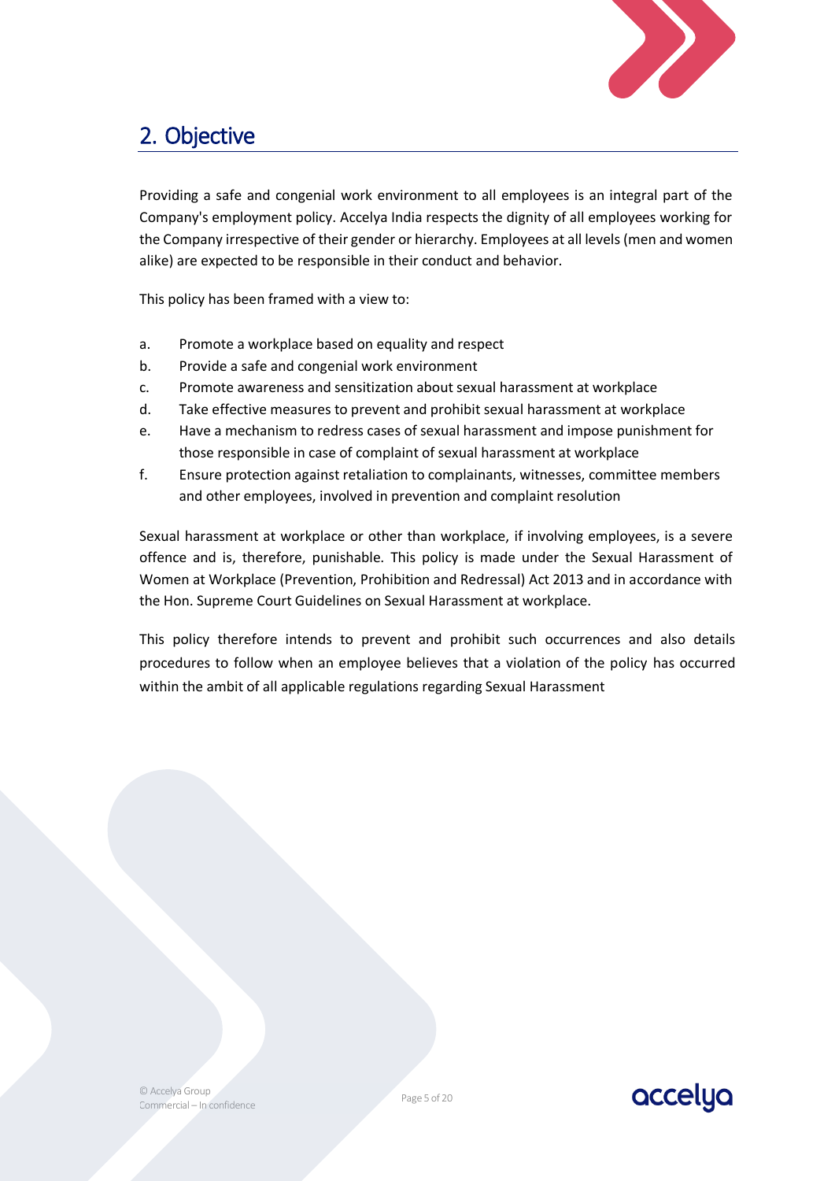## 2. Objective

Providing a safe and congenial work environment to all employees is an integral part of the Company's employment policy. Accelya India respects the dignity of all employees working for the Company irrespective of their gender or hierarchy. Employees at all levels (men and women alike) are expected to be responsible in their conduct and behavior.

This policy has been framed with a view to:

a. Promote a workplace based on equality and respect
b. Provide a safe and congenial work environment
c. Promote awareness and sensitization about sexual harassment at workplace
d. Take effective measures to prevent and prohibit sexual harassment at workplace
e. Have a mechanism to redress cases of sexual harassment and impose punishment for those responsible in case of complaint of sexual harassment at workplace
f. Ensure protection against retaliation to complainants, witnesses, committee members and other employees, involved in prevention and complaint resolution

Sexual harassment at workplace or other than workplace, if involving employees, is a severe offence and is, therefore, punishable. This policy is made under the Sexual Harassment of Women at Workplace (Prevention, Prohibition and Redressal) Act 2013 and in accordance with the Hon. Supreme Court Guidelines on Sexual Harassment at workplace.

This policy therefore intends to prevent and prohibit such occurrences and also details procedures to follow when an employee believes that a violation of the policy has occurred within the ambit of all applicable regulations regarding Sexual Harassment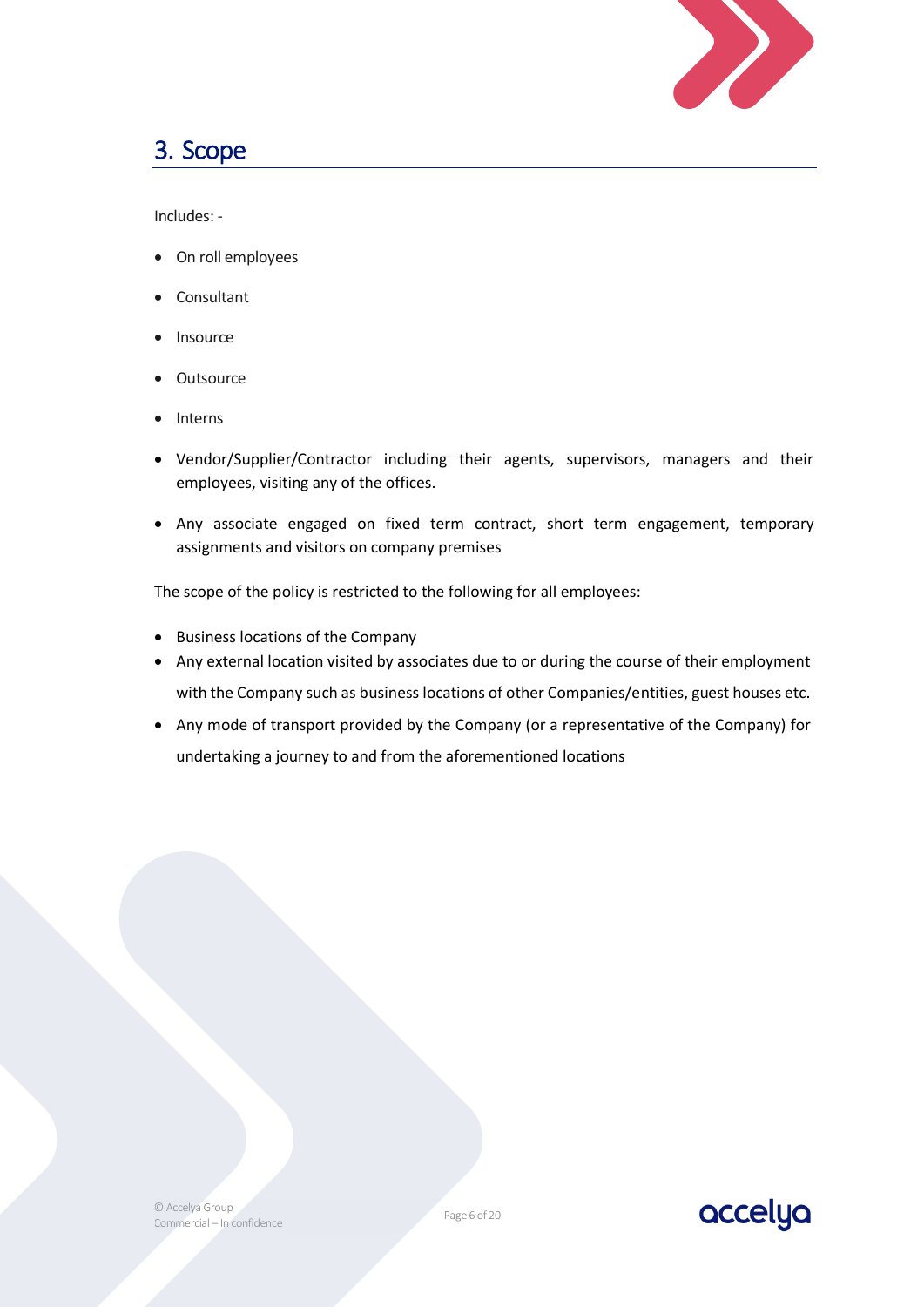## 3. Scope

Includes: -

- On roll employees
- Consultant
- Insource
- Outsource
- Interns
- Vendor/Supplier/Contractor including their agents, supervisors, managers and their employees, visiting any of the offices.
- Any associate engaged on fixed term contract, short term engagement, temporary assignments and visitors on company premises

The scope of the policy is restricted to the following for all employees:

- Business locations of the Company
- Any external location visited by associates due to or during the course of their employment with the Company such as business locations of other Companies/entities, guest houses etc.
- Any mode of transport provided by the Company (or a representative of the Company) for undertaking a journey to and from the aforementioned locations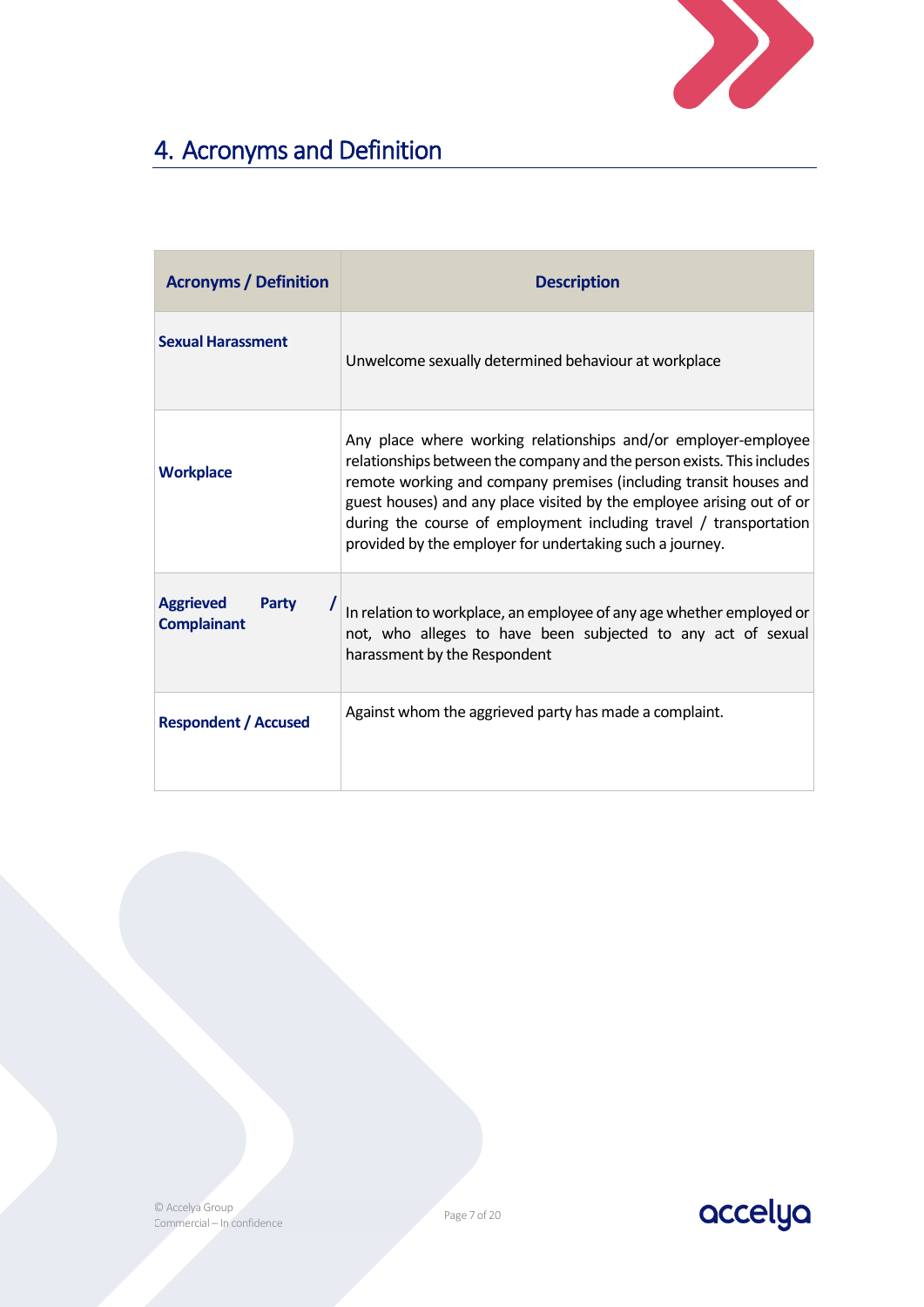# 4. Acronyms and Definition

| Acronyms / Definition | Description |
| --- | --- |
| **Sexual Harassment** | Unwelcome sexually determined behaviour at workplace |
| **Workplace** | Any place where working relationships and/or employer-employee relationships between the company and the person exists. This includes remote working and company premises (including transit houses and guest houses) and any place visited by the employee arising out of or during the course of employment including travel / transportation provided by the employer for undertaking such a journey. |
| **Aggrieved Party / Complainant** | In relation to workplace, an employee of any age whether employed or not, who alleges to have been subjected to any act of sexual harassment by the Respondent |
| **Respondent / Accused** | Against whom the aggrieved party has made a complaint. |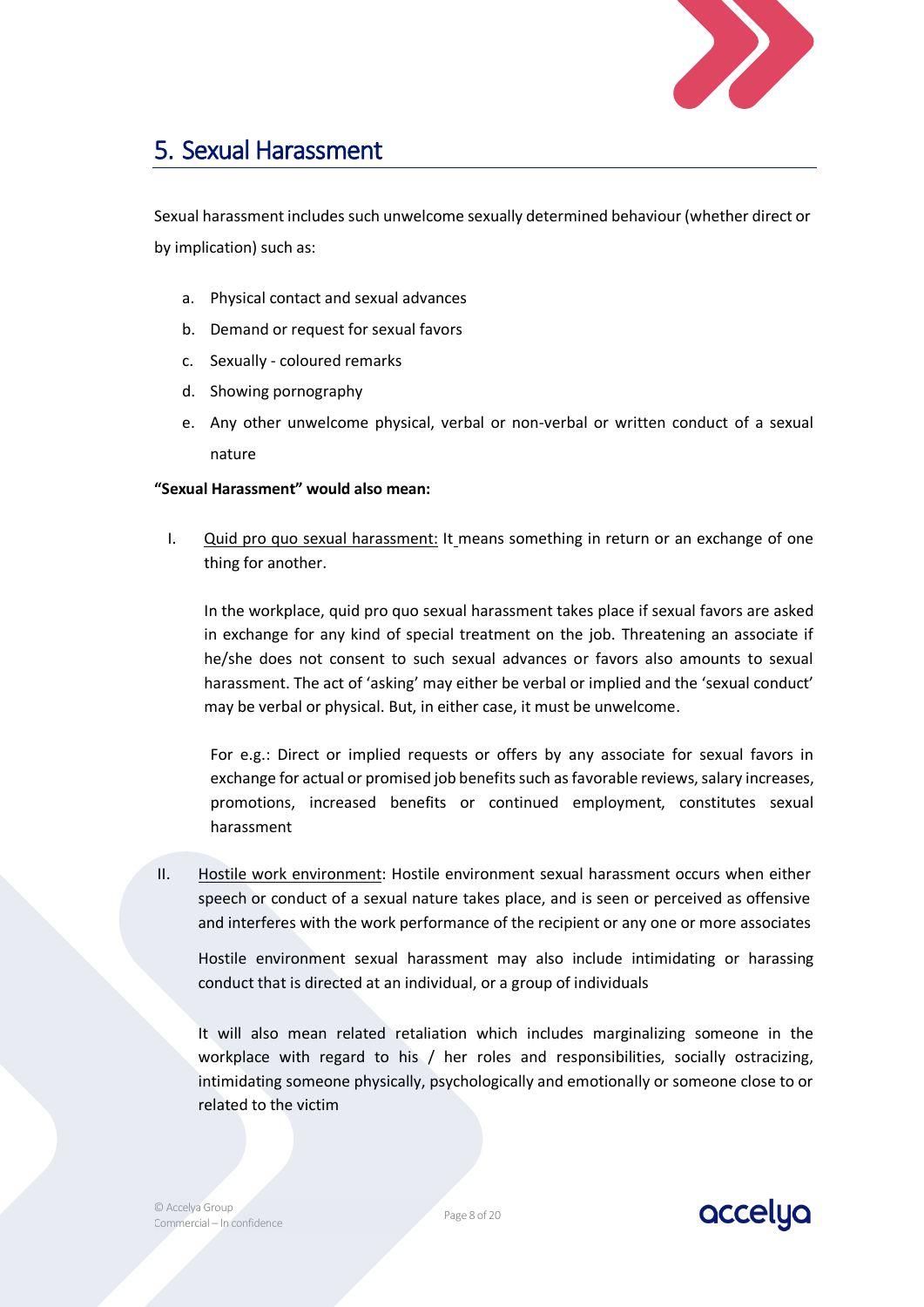## 5. Sexual Harassment

Sexual harassment includes such unwelcome sexually determined behaviour (whether direct or by implication) such as:

a. Physical contact and sexual advances
b. Demand or request for sexual favors
c. Sexually - coloured remarks
d. Showing pornography
e. Any other unwelcome physical, verbal or non-verbal or written conduct of a sexual nature

**"Sexual Harassment" would also mean:**

I. Quid pro quo sexual harassment: It means something in return or an exchange of one thing for another.

   In the workplace, quid pro quo sexual harassment takes place if sexual favors are asked in exchange for any kind of special treatment on the job. Threatening an associate if he/she does not consent to such sexual advances or favors also amounts to sexual harassment. The act of 'asking' may either be verbal or implied and the 'sexual conduct' may be verbal or physical. But, in either case, it must be unwelcome.

   For e.g.: Direct or implied requests or offers by any associate for sexual favors in exchange for actual or promised job benefits such as favorable reviews, salary increases, promotions, increased benefits or continued employment, constitutes sexual harassment

II. Hostile work environment: Hostile environment sexual harassment occurs when either speech or conduct of a sexual nature takes place, and is seen or perceived as offensive and interferes with the work performance of the recipient or any one or more associates

   Hostile environment sexual harassment may also include intimidating or harassing conduct that is directed at an individual, or a group of individuals

   It will also mean related retaliation which includes marginalizing someone in the workplace with regard to his / her roles and responsibilities, socially ostracizing, intimidating someone physically, psychologically and emotionally or someone close to or related to the victim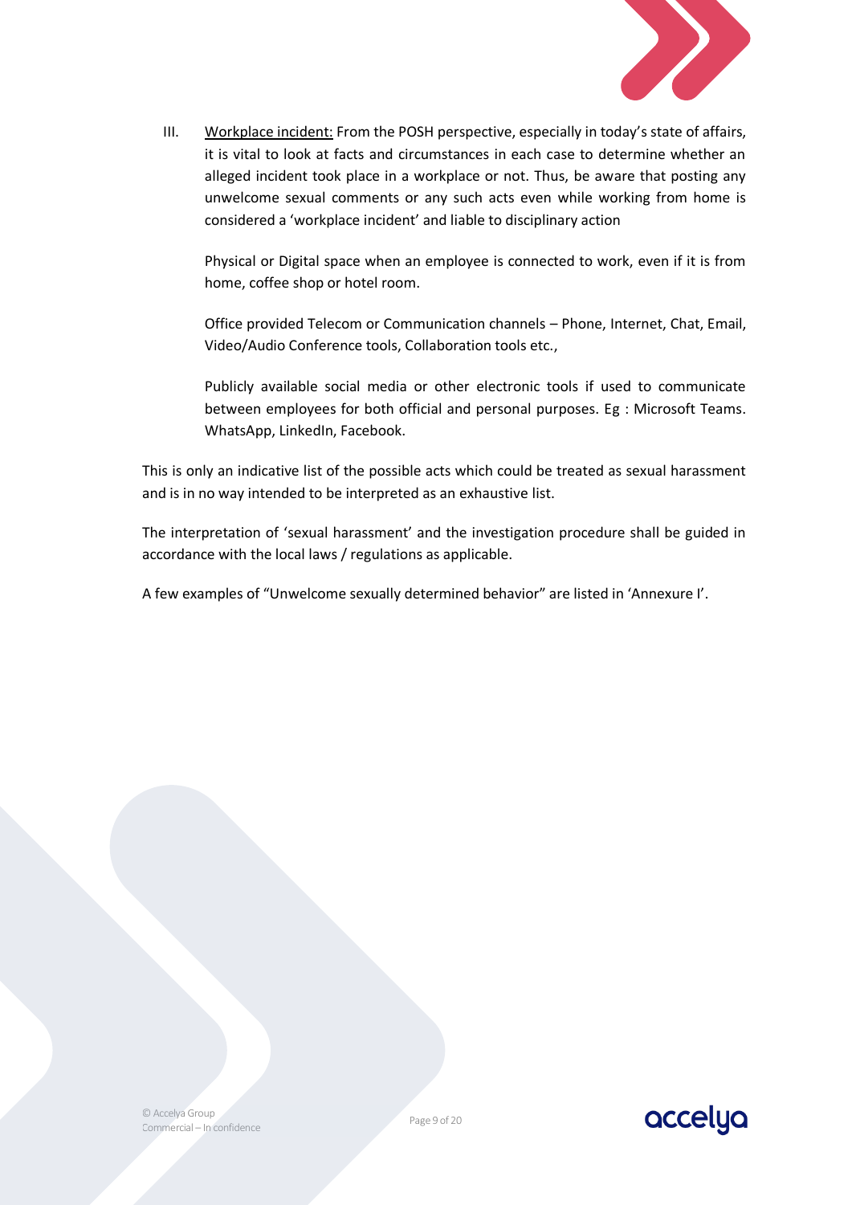III. <u>Workplace incident:</u> From the POSH perspective, especially in today's state of affairs, it is vital to look at facts and circumstances in each case to determine whether an alleged incident took place in a workplace or not. Thus, be aware that posting any unwelcome sexual comments or any such acts even while working from home is considered a 'workplace incident' and liable to disciplinary action

    Physical or Digital space when an employee is connected to work, even if it is from home, coffee shop or hotel room.

    Office provided Telecom or Communication channels – Phone, Internet, Chat, Email, Video/Audio Conference tools, Collaboration tools etc.,

    Publicly available social media or other electronic tools if used to communicate between employees for both official and personal purposes. Eg : Microsoft Teams. WhatsApp, LinkedIn, Facebook.

This is only an indicative list of the possible acts which could be treated as sexual harassment and is in no way intended to be interpreted as an exhaustive list.

The interpretation of 'sexual harassment' and the investigation procedure shall be guided in accordance with the local laws / regulations as applicable.

A few examples of "Unwelcome sexually determined behavior" are listed in 'Annexure I'.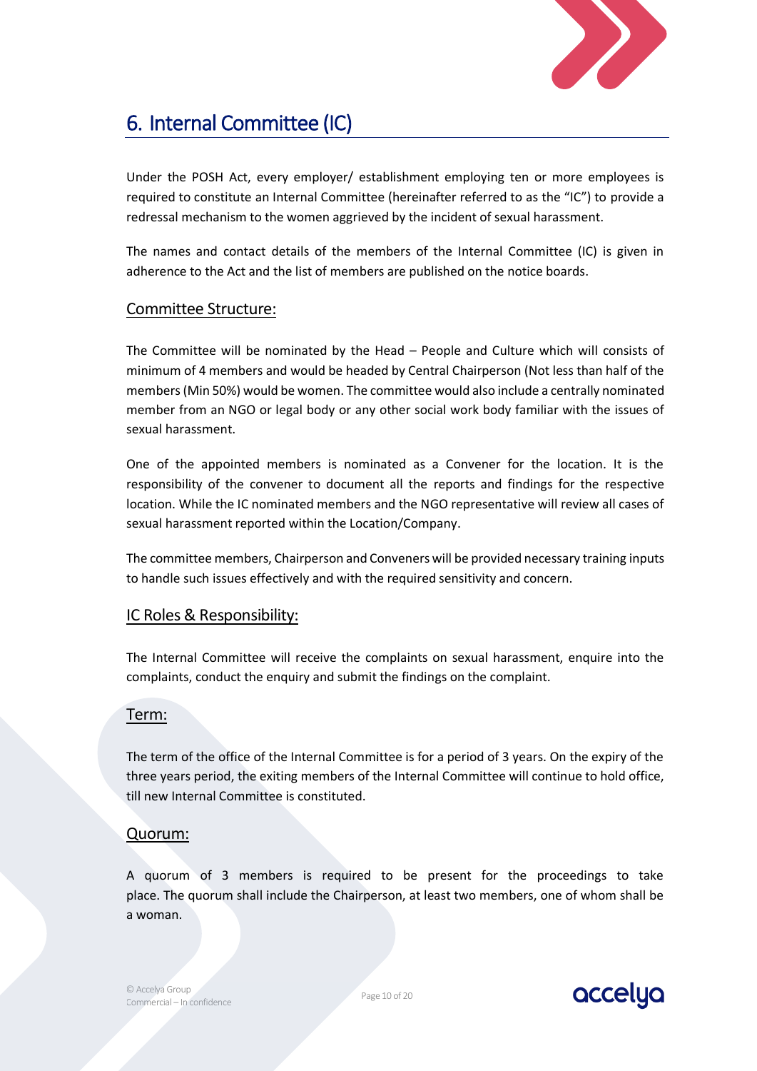# 6. Internal Committee (IC)

Under the POSH Act, every employer/ establishment employing ten or more employees is required to constitute an Internal Committee (hereinafter referred to as the "IC") to provide a redressal mechanism to the women aggrieved by the incident of sexual harassment.

The names and contact details of the members of the Internal Committee (IC) is given in adherence to the Act and the list of members are published on the notice boards.

## Committee Structure:

The Committee will be nominated by the Head – People and Culture which will consists of minimum of 4 members and would be headed by Central Chairperson (Not less than half of the members (Min 50%) would be women. The committee would also include a centrally nominated member from an NGO or legal body or any other social work body familiar with the issues of sexual harassment.

One of the appointed members is nominated as a Convener for the location. It is the responsibility of the convener to document all the reports and findings for the respective location. While the IC nominated members and the NGO representative will review all cases of sexual harassment reported within the Location/Company.

The committee members, Chairperson and Conveners will be provided necessary training inputs to handle such issues effectively and with the required sensitivity and concern.

## IC Roles & Responsibility:

The Internal Committee will receive the complaints on sexual harassment, enquire into the complaints, conduct the enquiry and submit the findings on the complaint.

## Term:

The term of the office of the Internal Committee is for a period of 3 years. On the expiry of the three years period, the exiting members of the Internal Committee will continue to hold office, till new Internal Committee is constituted.

## Quorum:

A quorum of 3 members is required to be present for the proceedings to take place. The quorum shall include the Chairperson, at least two members, one of whom shall be a woman.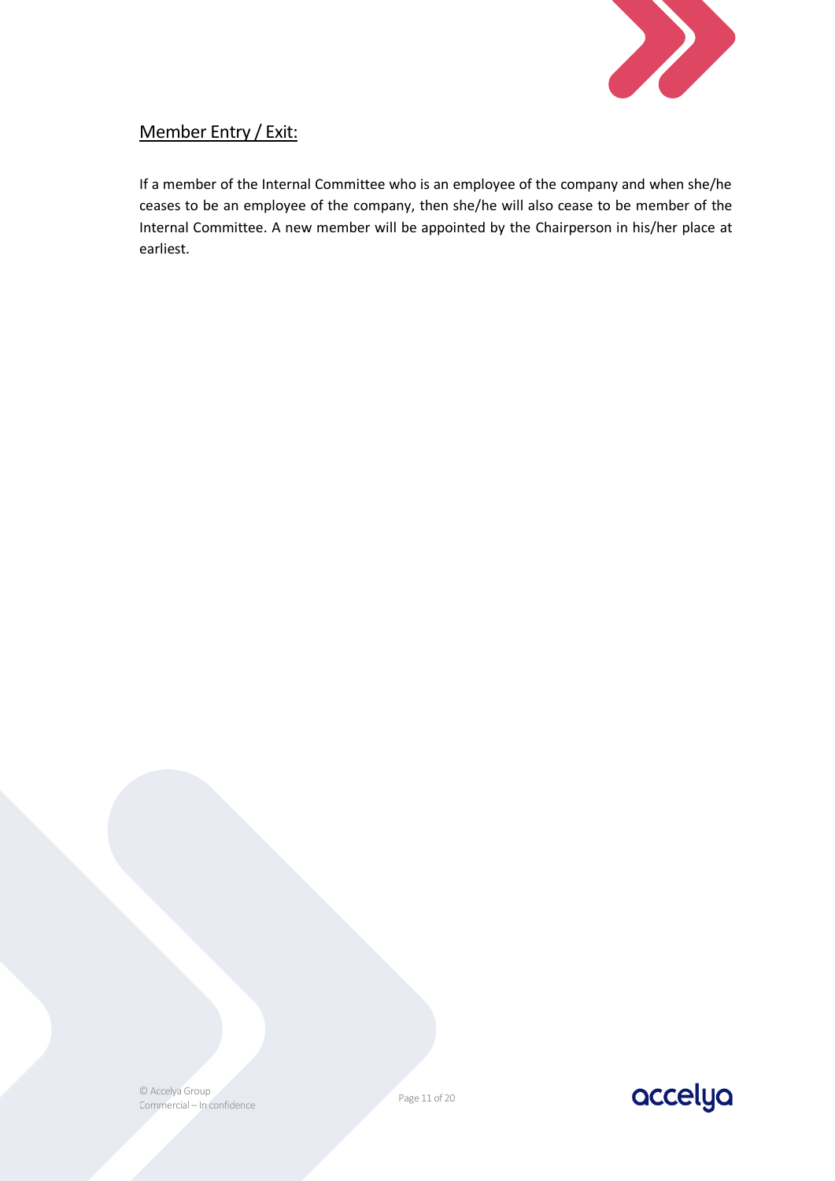## Member Entry / Exit:

If a member of the Internal Committee who is an employee of the company and when she/he ceases to be an employee of the company, then she/he will also cease to be member of the Internal Committee. A new member will be appointed by the Chairperson in his/her place at earliest.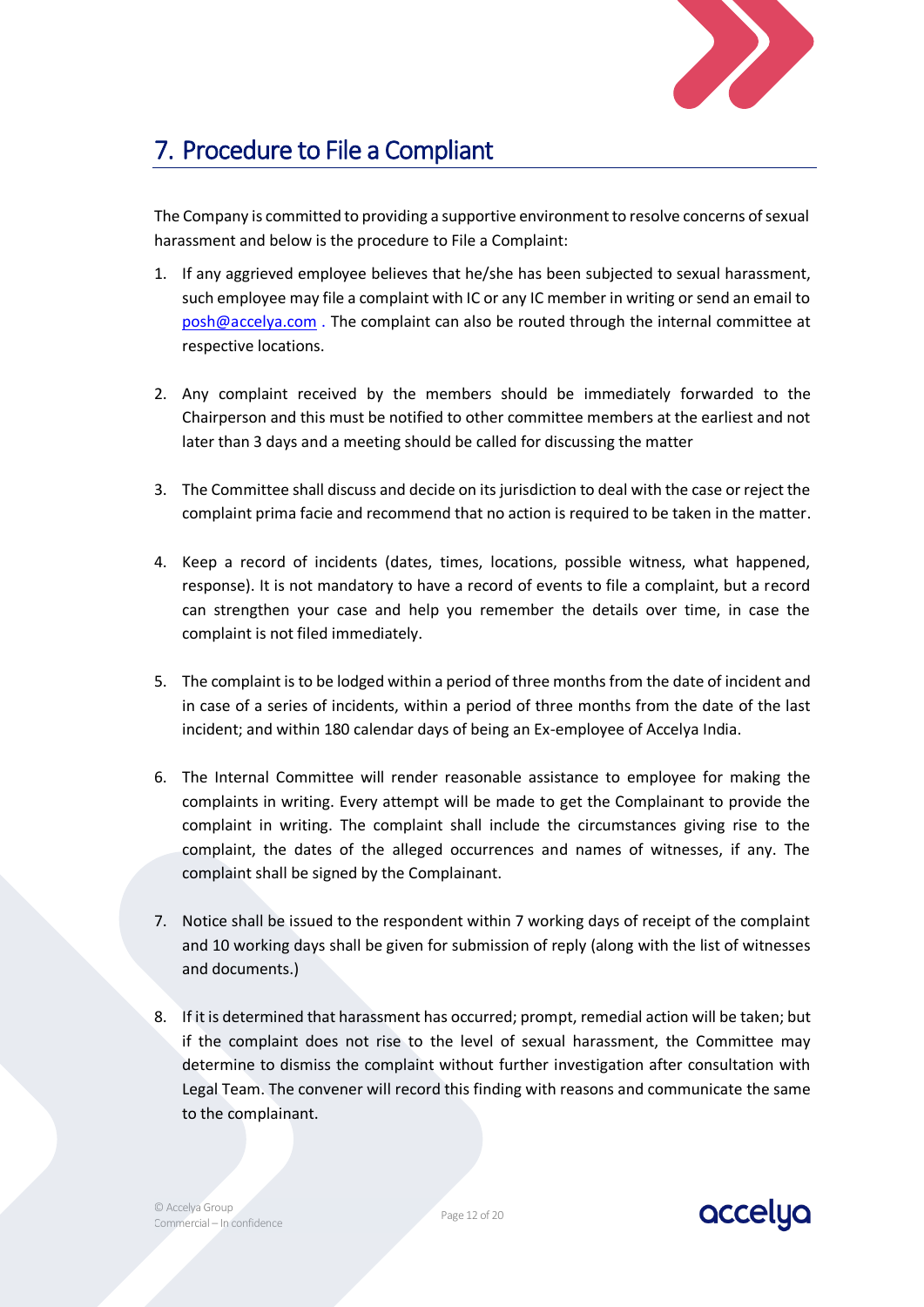## 7. Procedure to File a Compliant

The Company is committed to providing a supportive environment to resolve concerns of sexual harassment and below is the procedure to File a Complaint:

1. If any aggrieved employee believes that he/she has been subjected to sexual harassment, such employee may file a complaint with IC or any IC member in writing or send an email to posh@accelya.com . The complaint can also be routed through the internal committee at respective locations.

2. Any complaint received by the members should be immediately forwarded to the Chairperson and this must be notified to other committee members at the earliest and not later than 3 days and a meeting should be called for discussing the matter

3. The Committee shall discuss and decide on its jurisdiction to deal with the case or reject the complaint prima facie and recommend that no action is required to be taken in the matter.

4. Keep a record of incidents (dates, times, locations, possible witness, what happened, response). It is not mandatory to have a record of events to file a complaint, but a record can strengthen your case and help you remember the details over time, in case the complaint is not filed immediately.

5. The complaint is to be lodged within a period of three months from the date of incident and in case of a series of incidents, within a period of three months from the date of the last incident; and within 180 calendar days of being an Ex-employee of Accelya India.

6. The Internal Committee will render reasonable assistance to employee for making the complaints in writing. Every attempt will be made to get the Complainant to provide the complaint in writing. The complaint shall include the circumstances giving rise to the complaint, the dates of the alleged occurrences and names of witnesses, if any. The complaint shall be signed by the Complainant.

7. Notice shall be issued to the respondent within 7 working days of receipt of the complaint and 10 working days shall be given for submission of reply (along with the list of witnesses and documents.)

8. If it is determined that harassment has occurred; prompt, remedial action will be taken; but if the complaint does not rise to the level of sexual harassment, the Committee may determine to dismiss the complaint without further investigation after consultation with Legal Team. The convener will record this finding with reasons and communicate the same to the complainant.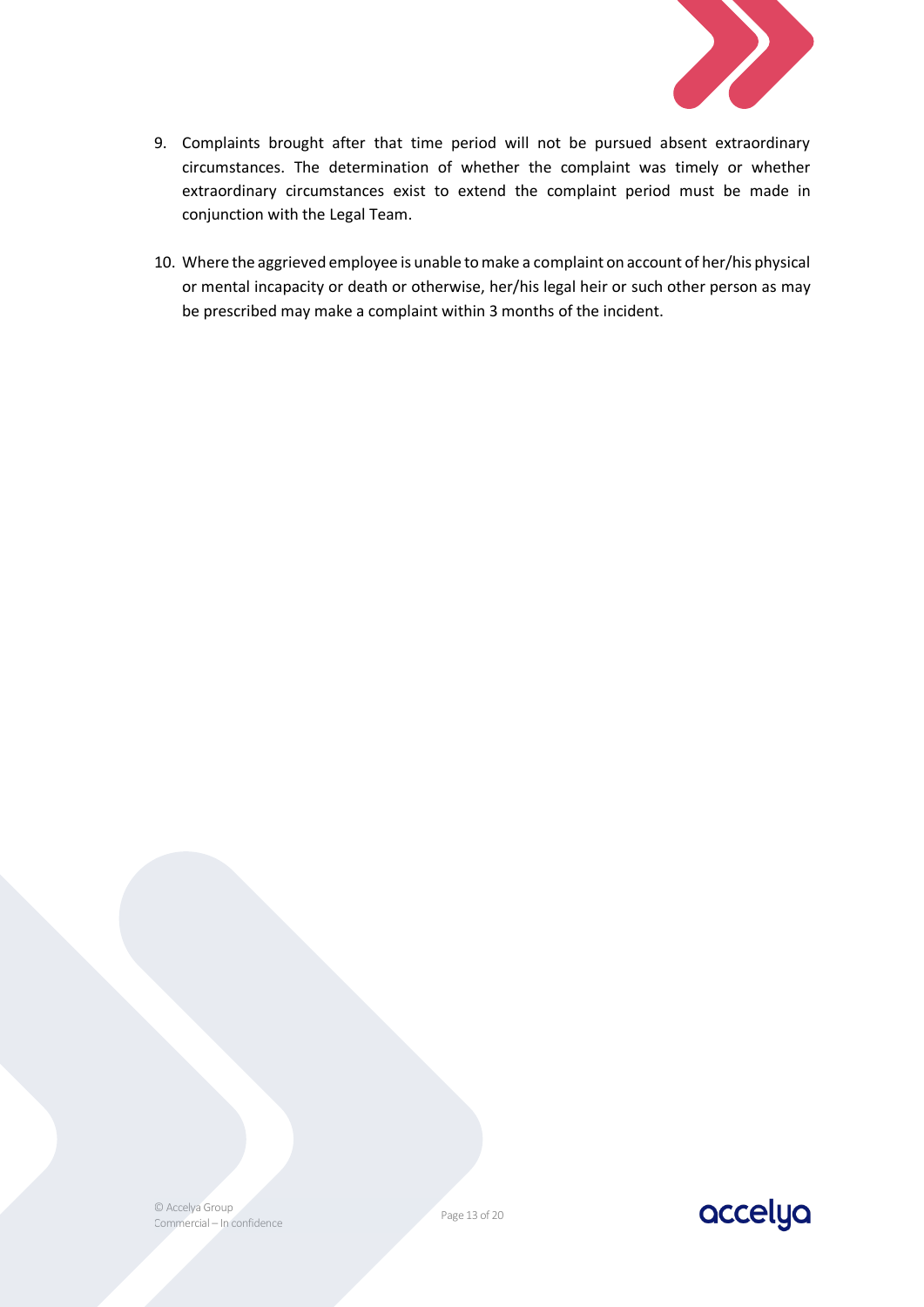9. Complaints brought after that time period will not be pursued absent extraordinary circumstances. The determination of whether the complaint was timely or whether extraordinary circumstances exist to extend the complaint period must be made in conjunction with the Legal Team.

10. Where the aggrieved employee is unable to make a complaint on account of her/his physical or mental incapacity or death or otherwise, her/his legal heir or such other person as may be prescribed may make a complaint within 3 months of the incident.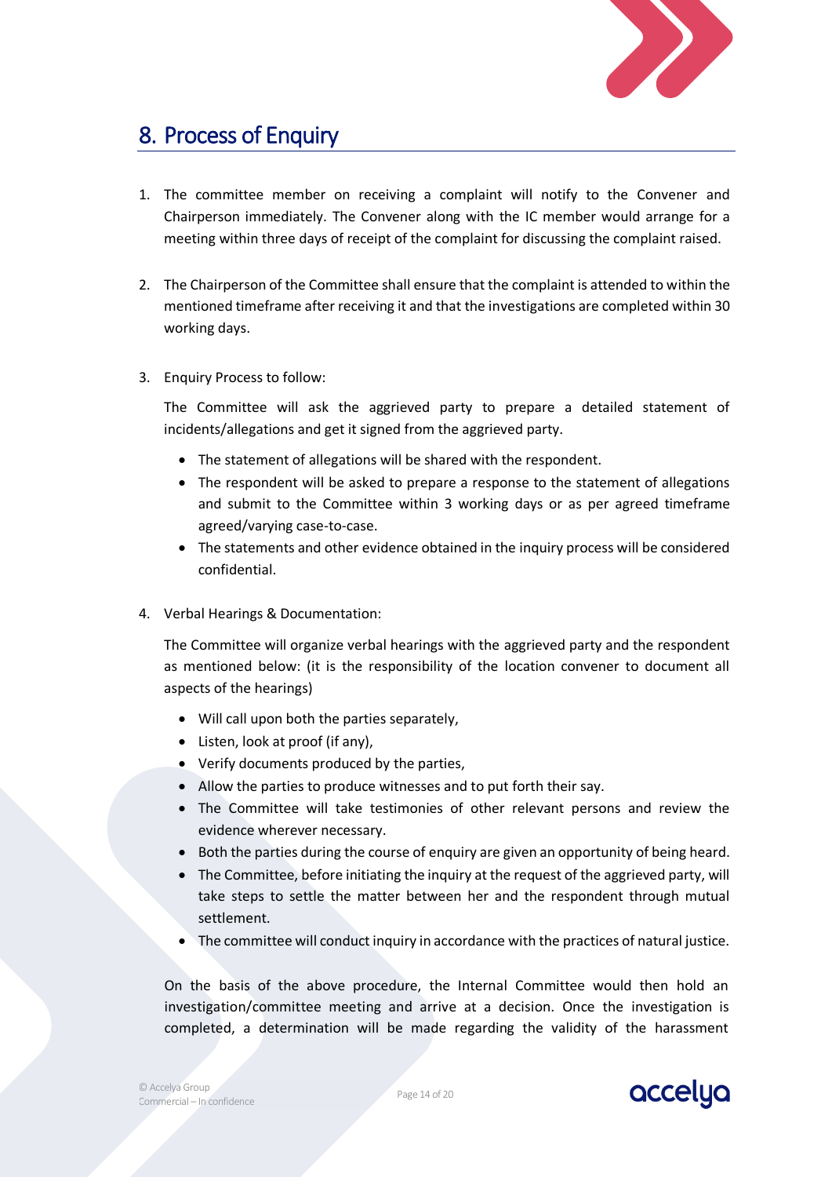## 8. Process of Enquiry

1. The committee member on receiving a complaint will notify to the Convener and Chairperson immediately. The Convener along with the IC member would arrange for a meeting within three days of receipt of the complaint for discussing the complaint raised.

2. The Chairperson of the Committee shall ensure that the complaint is attended to within the mentioned timeframe after receiving it and that the investigations are completed within 30 working days.

3. Enquiry Process to follow:

   The Committee will ask the aggrieved party to prepare a detailed statement of incidents/allegations and get it signed from the aggrieved party.

   - The statement of allegations will be shared with the respondent.
   - The respondent will be asked to prepare a response to the statement of allegations and submit to the Committee within 3 working days or as per agreed timeframe agreed/varying case-to-case.
   - The statements and other evidence obtained in the inquiry process will be considered confidential.

4. Verbal Hearings & Documentation:

   The Committee will organize verbal hearings with the aggrieved party and the respondent as mentioned below: (it is the responsibility of the location convener to document all aspects of the hearings)

   - Will call upon both the parties separately,
   - Listen, look at proof (if any),
   - Verify documents produced by the parties,
   - Allow the parties to produce witnesses and to put forth their say.
   - The Committee will take testimonies of other relevant persons and review the evidence wherever necessary.
   - Both the parties during the course of enquiry are given an opportunity of being heard.
   - The Committee, before initiating the inquiry at the request of the aggrieved party, will take steps to settle the matter between her and the respondent through mutual settlement.
   - The committee will conduct inquiry in accordance with the practices of natural justice.

   On the basis of the above procedure, the Internal Committee would then hold an investigation/committee meeting and arrive at a decision. Once the investigation is completed, a determination will be made regarding the validity of the harassment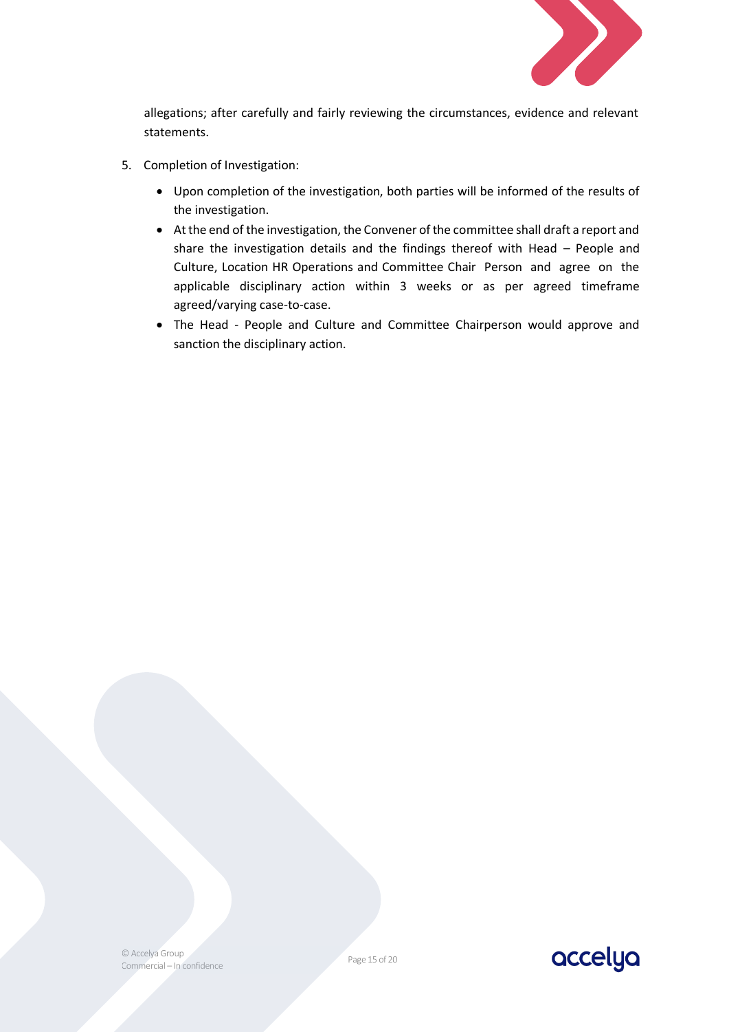allegations; after carefully and fairly reviewing the circumstances, evidence and relevant statements.

5. Completion of Investigation:
   - Upon completion of the investigation, both parties will be informed of the results of the investigation.
   - At the end of the investigation, the Convener of the committee shall draft a report and share the investigation details and the findings thereof with Head – People and Culture, Location HR Operations and Committee Chair Person and agree on the applicable disciplinary action within 3 weeks or as per agreed timeframe agreed/varying case-to-case.
   - The Head - People and Culture and Committee Chairperson would approve and sanction the disciplinary action.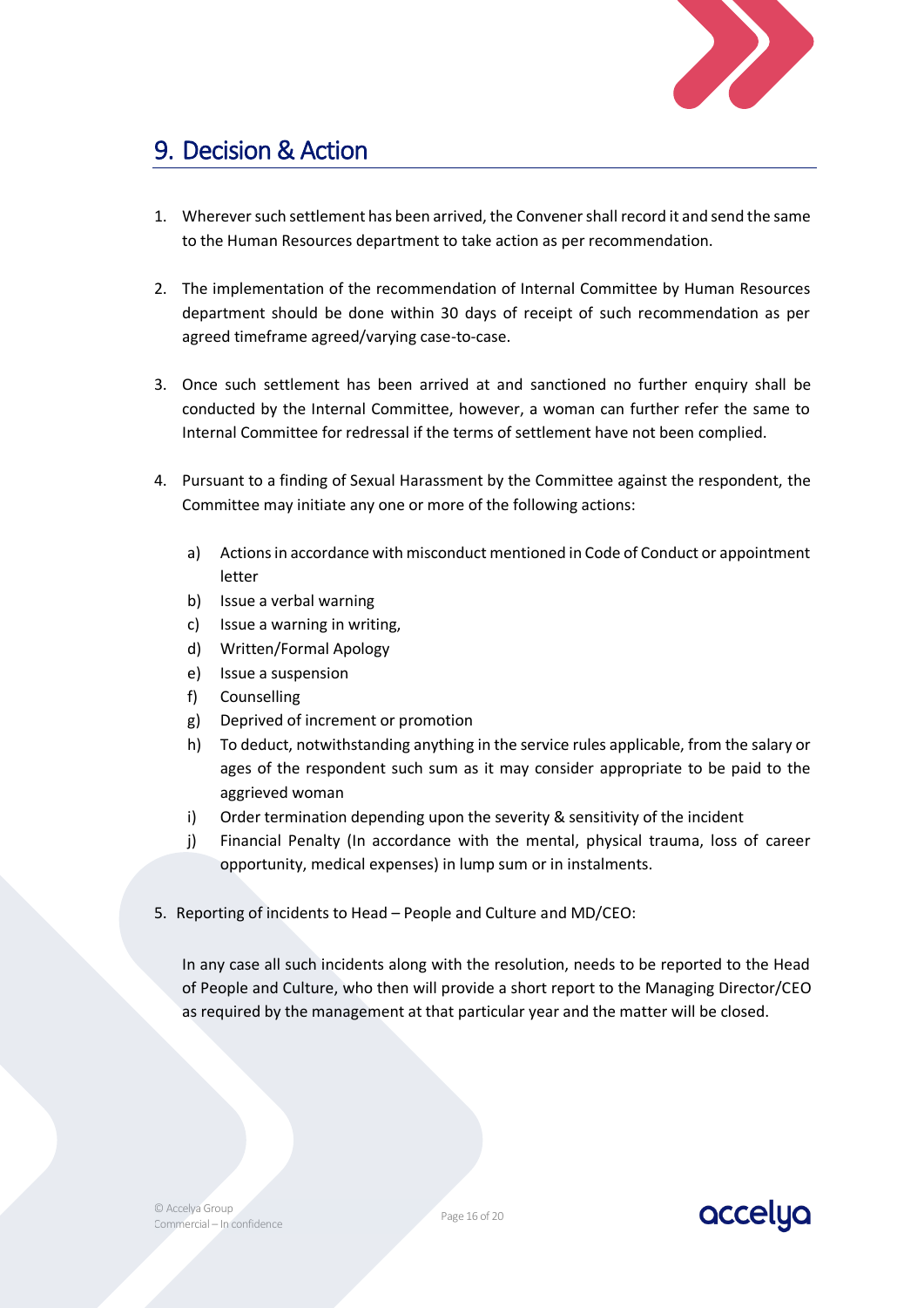## 9. Decision & Action

1. Wherever such settlement has been arrived, the Convener shall record it and send the same to the Human Resources department to take action as per recommendation.

2. The implementation of the recommendation of Internal Committee by Human Resources department should be done within 30 days of receipt of such recommendation as per agreed timeframe agreed/varying case-to-case.

3. Once such settlement has been arrived at and sanctioned no further enquiry shall be conducted by the Internal Committee, however, a woman can further refer the same to Internal Committee for redressal if the terms of settlement have not been complied.

4. Pursuant to a finding of Sexual Harassment by the Committee against the respondent, the Committee may initiate any one or more of the following actions:

   a) Actions in accordance with misconduct mentioned in Code of Conduct or appointment letter
   b) Issue a verbal warning
   c) Issue a warning in writing,
   d) Written/Formal Apology
   e) Issue a suspension
   f) Counselling
   g) Deprived of increment or promotion
   h) To deduct, notwithstanding anything in the service rules applicable, from the salary or ages of the respondent such sum as it may consider appropriate to be paid to the aggrieved woman
   i) Order termination depending upon the severity & sensitivity of the incident
   j) Financial Penalty (In accordance with the mental, physical trauma, loss of career opportunity, medical expenses) in lump sum or in instalments.

5. Reporting of incidents to Head – People and Culture and MD/CEO:

   In any case all such incidents along with the resolution, needs to be reported to the Head of People and Culture, who then will provide a short report to the Managing Director/CEO as required by the management at that particular year and the matter will be closed.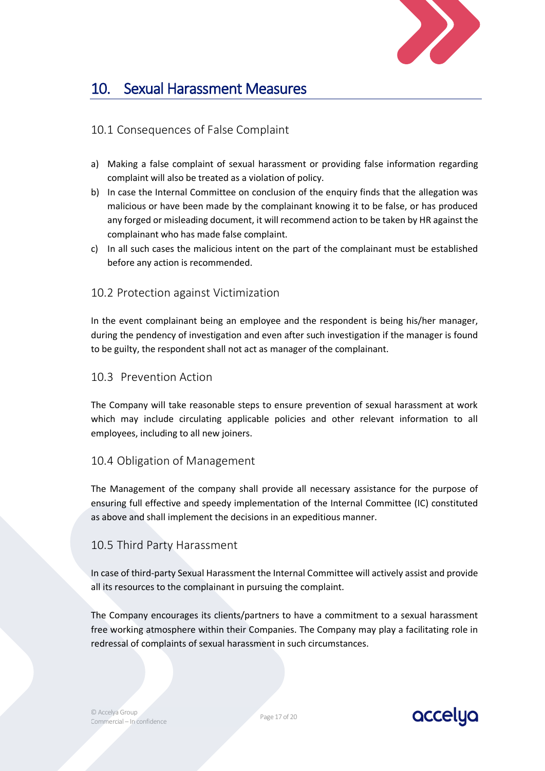# 10. Sexual Harassment Measures

## 10.1 Consequences of False Complaint

a) Making a false complaint of sexual harassment or providing false information regarding complaint will also be treated as a violation of policy.

b) In case the Internal Committee on conclusion of the enquiry finds that the allegation was malicious or have been made by the complainant knowing it to be false, or has produced any forged or misleading document, it will recommend action to be taken by HR against the complainant who has made false complaint.

c) In all such cases the malicious intent on the part of the complainant must be established before any action is recommended.

## 10.2 Protection against Victimization

In the event complainant being an employee and the respondent is being his/her manager, during the pendency of investigation and even after such investigation if the manager is found to be guilty, the respondent shall not act as manager of the complainant.

## 10.3 Prevention Action

The Company will take reasonable steps to ensure prevention of sexual harassment at work which may include circulating applicable policies and other relevant information to all employees, including to all new joiners.

## 10.4 Obligation of Management

The Management of the company shall provide all necessary assistance for the purpose of ensuring full effective and speedy implementation of the Internal Committee (IC) constituted as above and shall implement the decisions in an expeditious manner.

## 10.5 Third Party Harassment

In case of third-party Sexual Harassment the Internal Committee will actively assist and provide all its resources to the complainant in pursuing the complaint.

The Company encourages its clients/partners to have a commitment to a sexual harassment free working atmosphere within their Companies. The Company may play a facilitating role in redressal of complaints of sexual harassment in such circumstances.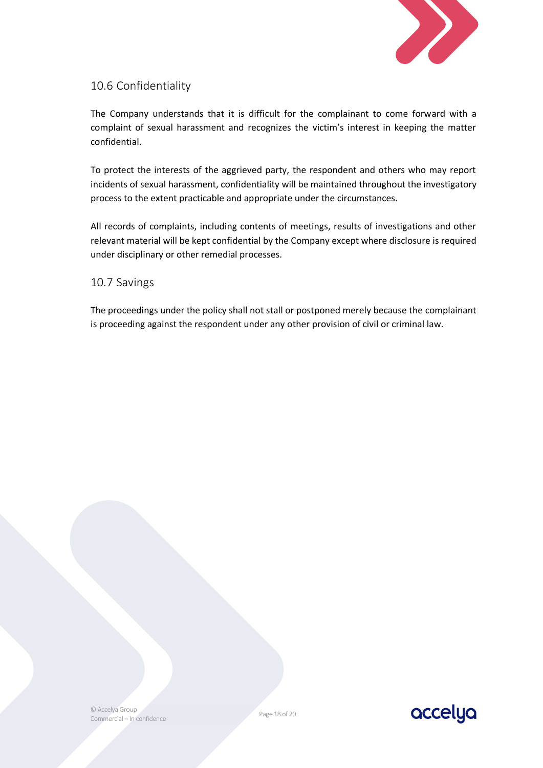## 10.6 Confidentiality

The Company understands that it is difficult for the complainant to come forward with a complaint of sexual harassment and recognizes the victim's interest in keeping the matter confidential.

To protect the interests of the aggrieved party, the respondent and others who may report incidents of sexual harassment, confidentiality will be maintained throughout the investigatory process to the extent practicable and appropriate under the circumstances.

All records of complaints, including contents of meetings, results of investigations and other relevant material will be kept confidential by the Company except where disclosure is required under disciplinary or other remedial processes.

## 10.7 Savings

The proceedings under the policy shall not stall or postponed merely because the complainant is proceeding against the respondent under any other provision of civil or criminal law.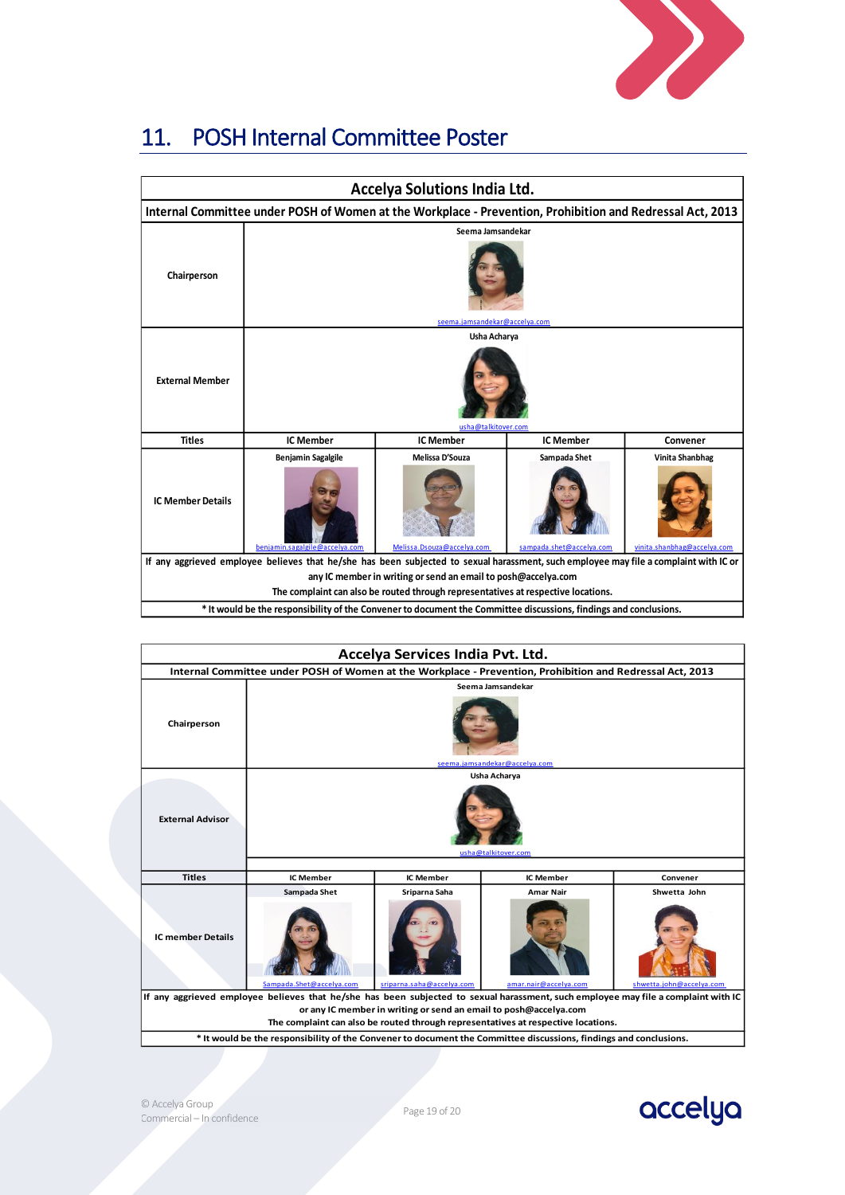## 11. POSH Internal Committee Poster

| Accelya Solutions India Ltd. | | | | |
|---|---|---|---|---|
| Internal Committee under POSH of Women at the Workplace - Prevention, Prohibition and Redressal Act, 2013 | | | | |
| Chairperson | Seema Jamsandekar<br>seema.jamsandekar@accelya.com | | | |
| External Member | Usha Acharya<br>usha@talkitover.com | | | |
| Titles | IC Member | IC Member | IC Member | Convener |
| IC Member Details | Benjamin Sagalgile<br>benjamin.sagalgile@accelya.com | Melissa D'Souza<br>Melissa.Dsouza@accelya.com | Sampada Shet<br>sampada.shet@accelya.com | Vinita Shanbhag<br>vinita.shanbhag@accelya.com |
| If any aggrieved employee believes that he/she has been subjected to sexual harassment, such employee may file a complaint with IC or any IC member in writing or send an email to posh@accelya.com<br>The complaint can also be routed through representatives at respective locations. | | | | |
| * It would be the responsibility of the Convener to document the Committee discussions, findings and conclusions. | | | | |

| Accelya Services India Pvt. Ltd. | | | | |
|---|---|---|---|---|
| Internal Committee under POSH of Women at the Workplace - Prevention, Prohibition and Redressal Act, 2013 | | | | |
| Chairperson | Seema Jamsandekar<br>seema.jamsandekar@accelya.com | | | |
| External Advisor | Usha Acharya<br>usha@talkitover.com | | | |
| Titles | IC Member | IC Member | IC Member | Convener |
| IC member Details | Sampada Shet<br>Sampada.Shet@accelya.com | Sriparna Saha<br>sriparna.saha@accelya.com | Amar Nair<br>amar.nair@accelya.com | Shwetta John<br>shwetta.john@accelya.com |
| If any aggrieved employee believes that he/she has been subjected to sexual harassment, such employee may file a complaint with IC or any IC member in writing or send an email to posh@accelya.com<br>The complaint can also be routed through representatives at respective locations. | | | | |
| * It would be the responsibility of the Convener to document the Committee discussions, findings and conclusions. | | | | |

© Accelya Group
Commercial – In confidence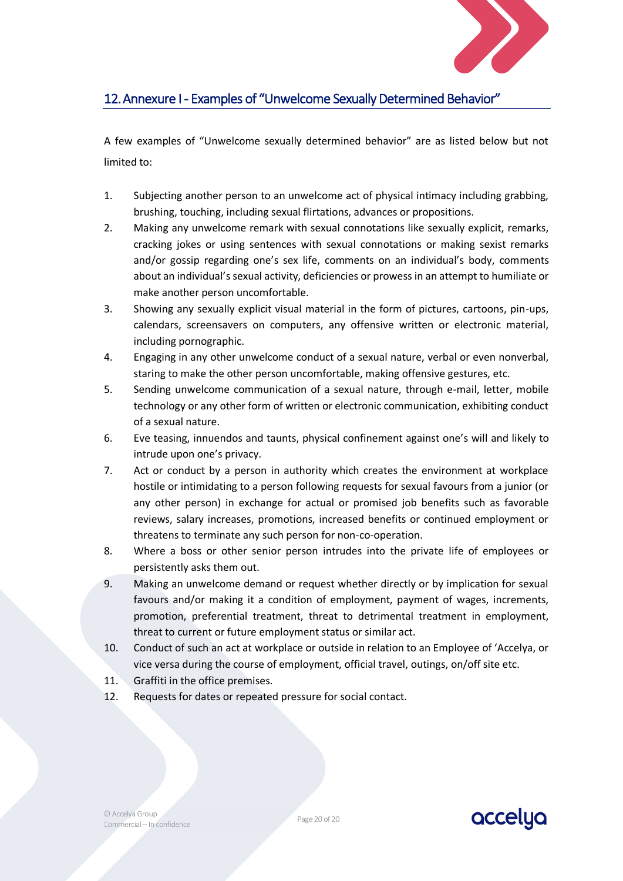## 12. Annexure I - Examples of “Unwelcome Sexually Determined Behavior”

A few examples of “Unwelcome sexually determined behavior” are as listed below but not limited to:

1. Subjecting another person to an unwelcome act of physical intimacy including grabbing, brushing, touching, including sexual flirtations, advances or propositions.
2. Making any unwelcome remark with sexual connotations like sexually explicit, remarks, cracking jokes or using sentences with sexual connotations or making sexist remarks and/or gossip regarding one’s sex life, comments on an individual’s body, comments about an individual’s sexual activity, deficiencies or prowess in an attempt to humiliate or make another person uncomfortable.
3. Showing any sexually explicit visual material in the form of pictures, cartoons, pin-ups, calendars, screensavers on computers, any offensive written or electronic material, including pornographic.
4. Engaging in any other unwelcome conduct of a sexual nature, verbal or even nonverbal, staring to make the other person uncomfortable, making offensive gestures, etc.
5. Sending unwelcome communication of a sexual nature, through e-mail, letter, mobile technology or any other form of written or electronic communication, exhibiting conduct of a sexual nature.
6. Eve teasing, innuendos and taunts, physical confinement against one’s will and likely to intrude upon one’s privacy.
7. Act or conduct by a person in authority which creates the environment at workplace hostile or intimidating to a person following requests for sexual favours from a junior (or any other person) in exchange for actual or promised job benefits such as favorable reviews, salary increases, promotions, increased benefits or continued employment or threatens to terminate any such person for non-co-operation.
8. Where a boss or other senior person intrudes into the private life of employees or persistently asks them out.
9. Making an unwelcome demand or request whether directly or by implication for sexual favours and/or making it a condition of employment, payment of wages, increments, promotion, preferential treatment, threat to detrimental treatment in employment, threat to current or future employment status or similar act.
10. Conduct of such an act at workplace or outside in relation to an Employee of ‘Accelya, or vice versa during the course of employment, official travel, outings, on/off site etc.
11. Graffiti in the office premises.
12. Requests for dates or repeated pressure for social contact.